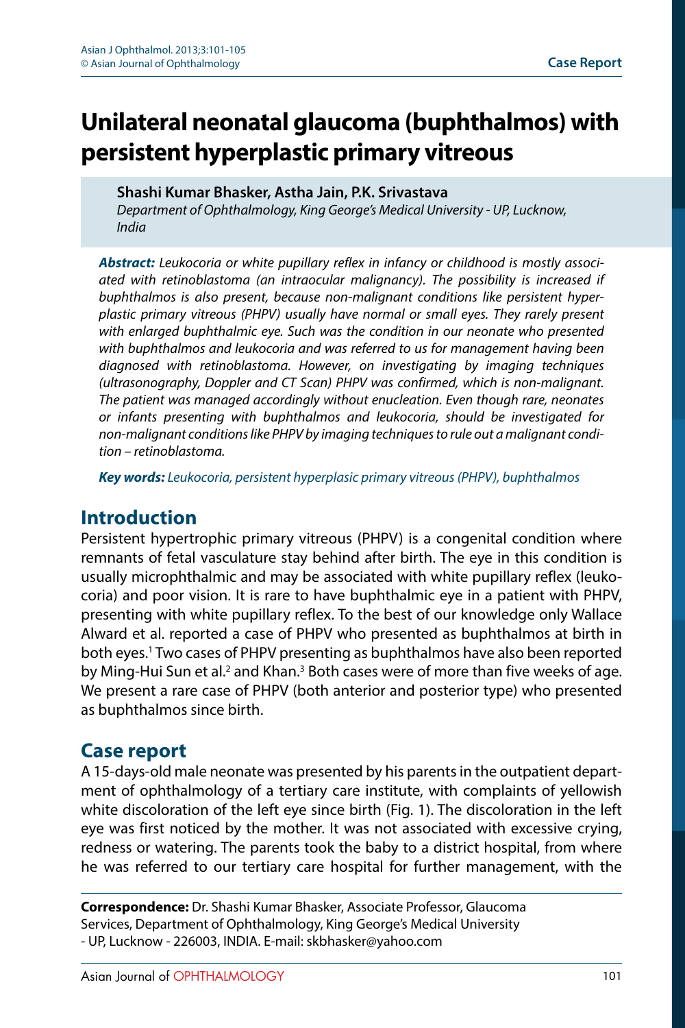# Unilateral neonatal glaucoma (buphthalmos) with persistent hyperplastic primary vitreous

**Shashi Kumar Bhasker, Astha Jain, P.K. Srivastava**

*Department of Ophthalmology, King George's Medical University - UP, Lucknow, India*

***Abstract:*** *Leukocoria or white pupillary reflex in infancy or childhood is mostly associated with retinoblastoma (an intraocular malignancy). The possibility is increased if buphthalmos is also present, because non-malignant conditions like persistent hyperplastic primary vitreous (PHPV) usually have normal or small eyes. They rarely present with enlarged buphthalmic eye. Such was the condition in our neonate who presented with buphthalmos and leukocoria and was referred to us for management having been diagnosed with retinoblastoma. However, on investigating by imaging techniques (ultrasonography, Doppler and CT Scan) PHPV was confirmed, which is non-malignant. The patient was managed accordingly without enucleation. Even though rare, neonates or infants presenting with buphthalmos and leukocoria, should be investigated for non-malignant conditions like PHPV by imaging techniques to rule out a malignant condition – retinoblastoma.*

***Key words:*** *Leukocoria, persistent hyperplasic primary vitreous (PHPV), buphthalmos*

## Introduction

Persistent hypertrophic primary vitreous (PHPV) is a congenital condition where remnants of fetal vasculature stay behind after birth. The eye in this condition is usually microphthalmic and may be associated with white pupillary reflex (leukocoria) and poor vision. It is rare to have buphthalmic eye in a patient with PHPV, presenting with white pupillary reflex. To the best of our knowledge only Wallace Alward et al. reported a case of PHPV who presented as buphthalmos at birth in both eyes.[1] Two cases of PHPV presenting as buphthalmos have also been reported by Ming-Hui Sun et al.[2] and Khan.[3] Both cases were of more than five weeks of age. We present a rare case of PHPV (both anterior and posterior type) who presented as buphthalmos since birth.

## Case report

A 15-days-old male neonate was presented by his parents in the outpatient department of ophthalmology of a tertiary care institute, with complaints of yellowish white discoloration of the left eye since birth (Fig. 1). The discoloration in the left eye was first noticed by the mother. It was not associated with excessive crying, redness or watering. The parents took the baby to a district hospital, from where he was referred to our tertiary care hospital for further management, with the

**Correspondence:** Dr. Shashi Kumar Bhasker, Associate Professor, Glaucoma Services, Department of Ophthalmology, King George's Medical University - UP, Lucknow - 226003, INDIA. E-mail: skbhasker@yahoo.com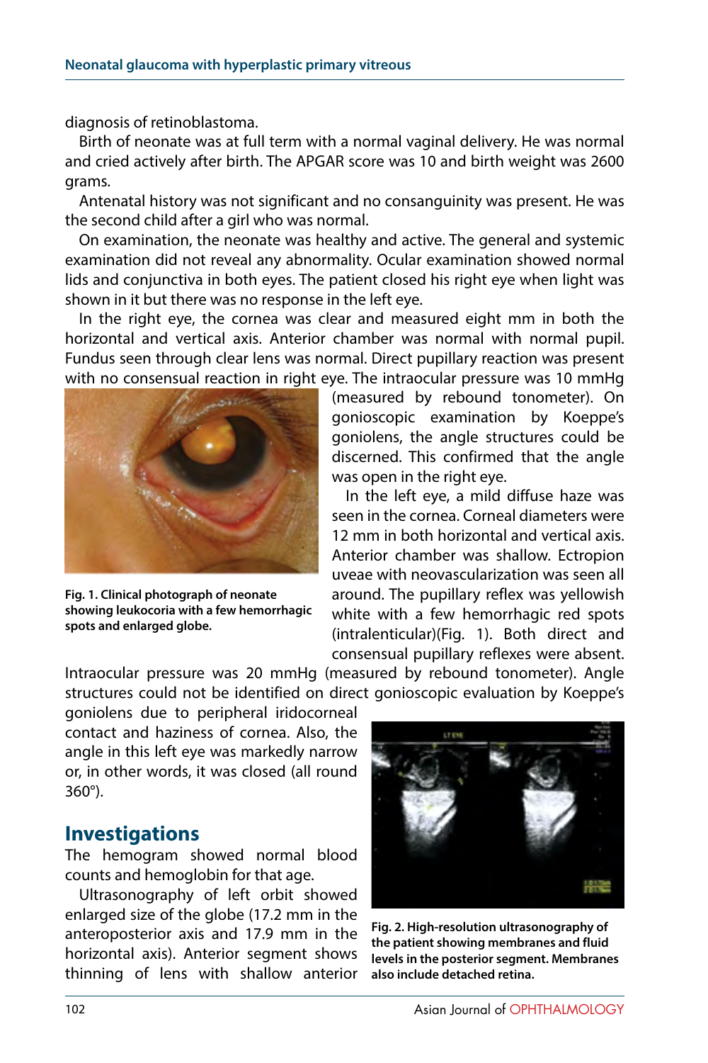diagnosis of retinoblastoma.

Birth of neonate was at full term with a normal vaginal delivery. He was normal and cried actively after birth. The APGAR score was 10 and birth weight was 2600 grams.

Antenatal history was not significant and no consanguinity was present. He was the second child after a girl who was normal.

On examination, the neonate was healthy and active. The general and systemic examination did not reveal any abnormality. Ocular examination showed normal lids and conjunctiva in both eyes. The patient closed his right eye when light was shown in it but there was no response in the left eye.

In the right eye, the cornea was clear and measured eight mm in both the horizontal and vertical axis. Anterior chamber was normal with normal pupil. Fundus seen through clear lens was normal. Direct pupillary reaction was present with no consensual reaction in right eye. The intraocular pressure was 10 mmHg (measured by rebound tonometer). On gonioscopic examination by Koeppe's goniolens, the angle structures could be discerned. This confirmed that the angle was open in the right eye.

**Fig. 1. Clinical photograph of neonate showing leukocoria with a few hemorrhagic spots and enlarged globe.**

In the left eye, a mild diffuse haze was seen in the cornea. Corneal diameters were 12 mm in both horizontal and vertical axis. Anterior chamber was shallow. Ectropion uveae with neovascularization was seen all around. The pupillary reflex was yellowish white with a few hemorrhagic red spots (intralenticular)(Fig. 1). Both direct and consensual pupillary reflexes were absent. Intraocular pressure was 20 mmHg (measured by rebound tonometer). Angle structures could not be identified on direct gonioscopic evaluation by Koeppe's goniolens due to peripheral iridocorneal contact and haziness of cornea. Also, the angle in this left eye was markedly narrow or, in other words, it was closed (all round 360°).

## Investigations

The hemogram showed normal blood counts and hemoglobin for that age.

Ultrasonography of left orbit showed enlarged size of the globe (17.2 mm in the anteroposterior axis and 17.9 mm in the horizontal axis). Anterior segment shows thinning of lens with shallow anterior

**Fig. 2. High-resolution ultrasonography of the patient showing membranes and fluid levels in the posterior segment. Membranes also include detached retina.**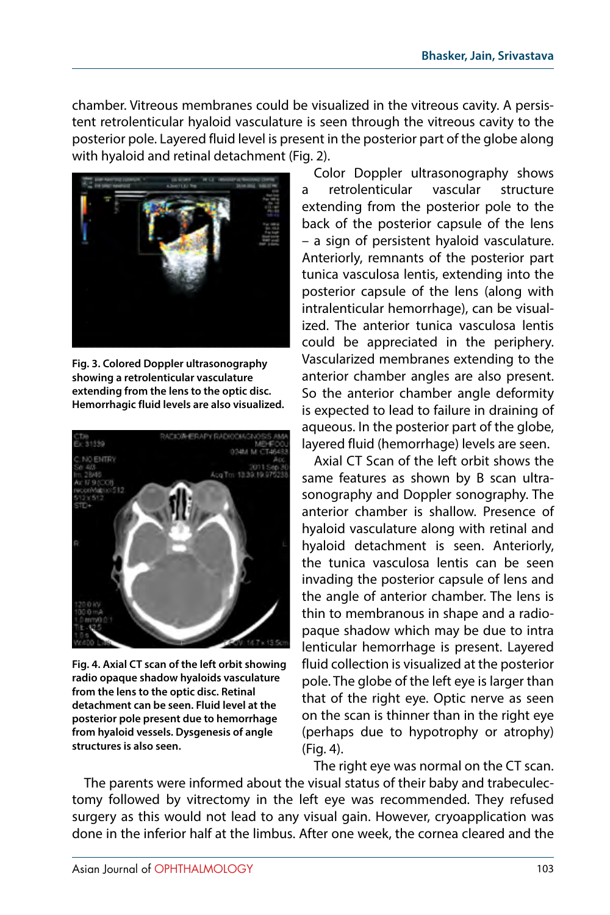chamber. Vitreous membranes could be visualized in the vitreous cavity. A persistent retrolenticular hyaloid vasculature is seen through the vitreous cavity to the posterior pole. Layered fluid level is present in the posterior part of the globe along with hyaloid and retinal detachment (Fig. 2).

**Fig. 3. Colored Doppler ultrasonography showing a retrolenticular vasculature extending from the lens to the optic disc. Hemorrhagic fluid levels are also visualized.**

**Fig. 4. Axial CT scan of the left orbit showing radio opaque shadow hyaloids vasculature from the lens to the optic disc. Retinal detachment can be seen. Fluid level at the posterior pole present due to hemorrhage from hyaloid vessels. Dysgenesis of angle structures is also seen.**

Color Doppler ultrasonography shows a retrolenticular vascular structure extending from the posterior pole to the back of the posterior capsule of the lens – a sign of persistent hyaloid vasculature. Anteriorly, remnants of the posterior part tunica vasculosa lentis, extending into the posterior capsule of the lens (along with intralenticular hemorrhage), can be visualized. The anterior tunica vasculosa lentis could be appreciated in the periphery. Vascularized membranes extending to the anterior chamber angles are also present. So the anterior chamber angle deformity is expected to lead to failure in draining of aqueous. In the posterior part of the globe, layered fluid (hemorrhage) levels are seen.

Axial CT Scan of the left orbit shows the same features as shown by B scan ultrasonography and Doppler sonography. The anterior chamber is shallow. Presence of hyaloid vasculature along with retinal and hyaloid detachment is seen. Anteriorly, the tunica vasculosa lentis can be seen invading the posterior capsule of lens and the angle of anterior chamber. The lens is thin to membranous in shape and a radio-paque shadow which may be due to intra lenticular hemorrhage is present. Layered fluid collection is visualized at the posterior pole. The globe of the left eye is larger than that of the right eye. Optic nerve as seen on the scan is thinner than in the right eye (perhaps due to hypotrophy or atrophy) (Fig. 4).

The right eye was normal on the CT scan.

The parents were informed about the visual status of their baby and trabeculectomy followed by vitrectomy in the left eye was recommended. They refused surgery as this would not lead to any visual gain. However, cryoapplication was done in the inferior half at the limbus. After one week, the cornea cleared and the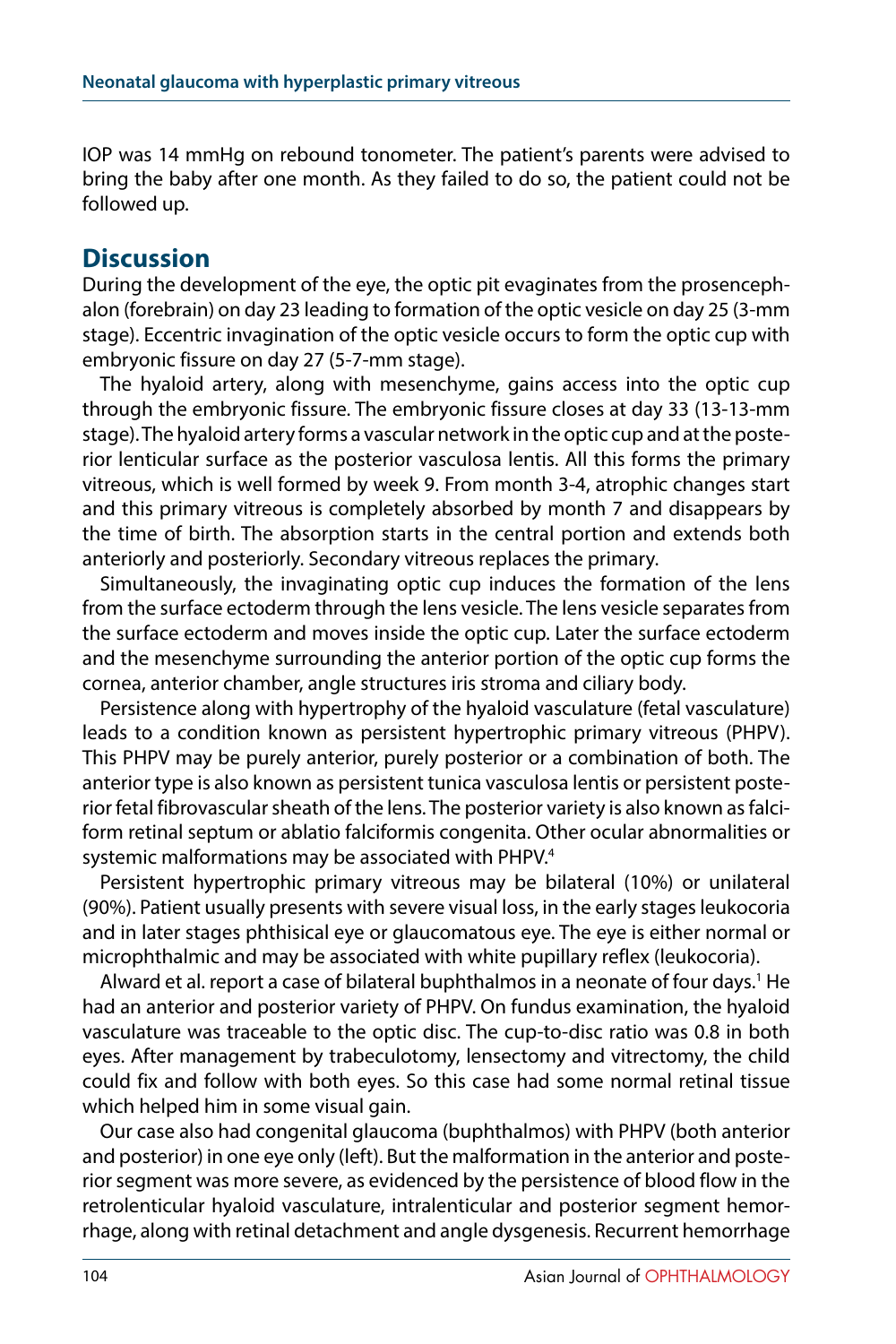IOP was 14 mmHg on rebound tonometer. The patient's parents were advised to bring the baby after one month. As they failed to do so, the patient could not be followed up.

## Discussion

During the development of the eye, the optic pit evaginates from the prosencephalon (forebrain) on day 23 leading to formation of the optic vesicle on day 25 (3-mm stage). Eccentric invagination of the optic vesicle occurs to form the optic cup with embryonic fissure on day 27 (5-7-mm stage).

The hyaloid artery, along with mesenchyme, gains access into the optic cup through the embryonic fissure. The embryonic fissure closes at day 33 (13-13-mm stage). The hyaloid artery forms a vascular network in the optic cup and at the posterior lenticular surface as the posterior vasculosa lentis. All this forms the primary vitreous, which is well formed by week 9. From month 3-4, atrophic changes start and this primary vitreous is completely absorbed by month 7 and disappears by the time of birth. The absorption starts in the central portion and extends both anteriorly and posteriorly. Secondary vitreous replaces the primary.

Simultaneously, the invaginating optic cup induces the formation of the lens from the surface ectoderm through the lens vesicle. The lens vesicle separates from the surface ectoderm and moves inside the optic cup. Later the surface ectoderm and the mesenchyme surrounding the anterior portion of the optic cup forms the cornea, anterior chamber, angle structures iris stroma and ciliary body.

Persistence along with hypertrophy of the hyaloid vasculature (fetal vasculature) leads to a condition known as persistent hypertrophic primary vitreous (PHPV). This PHPV may be purely anterior, purely posterior or a combination of both. The anterior type is also known as persistent tunica vasculosa lentis or persistent posterior fetal fibrovascular sheath of the lens. The posterior variety is also known as falciform retinal septum or ablatio falciformis congenita. Other ocular abnormalities or systemic malformations may be associated with PHPV.[4]

Persistent hypertrophic primary vitreous may be bilateral (10%) or unilateral (90%). Patient usually presents with severe visual loss, in the early stages leukocoria and in later stages phthisical eye or glaucomatous eye. The eye is either normal or microphthalmic and may be associated with white pupillary reflex (leukocoria).

Alward et al. report a case of bilateral buphthalmos in a neonate of four days.[1] He had an anterior and posterior variety of PHPV. On fundus examination, the hyaloid vasculature was traceable to the optic disc. The cup-to-disc ratio was 0.8 in both eyes. After management by trabeculotomy, lensectomy and vitrectomy, the child could fix and follow with both eyes. So this case had some normal retinal tissue which helped him in some visual gain.

Our case also had congenital glaucoma (buphthalmos) with PHPV (both anterior and posterior) in one eye only (left). But the malformation in the anterior and posterior segment was more severe, as evidenced by the persistence of blood flow in the retrolenticular hyaloid vasculature, intralenticular and posterior segment hemorrhage, along with retinal detachment and angle dysgenesis. Recurrent hemorrhage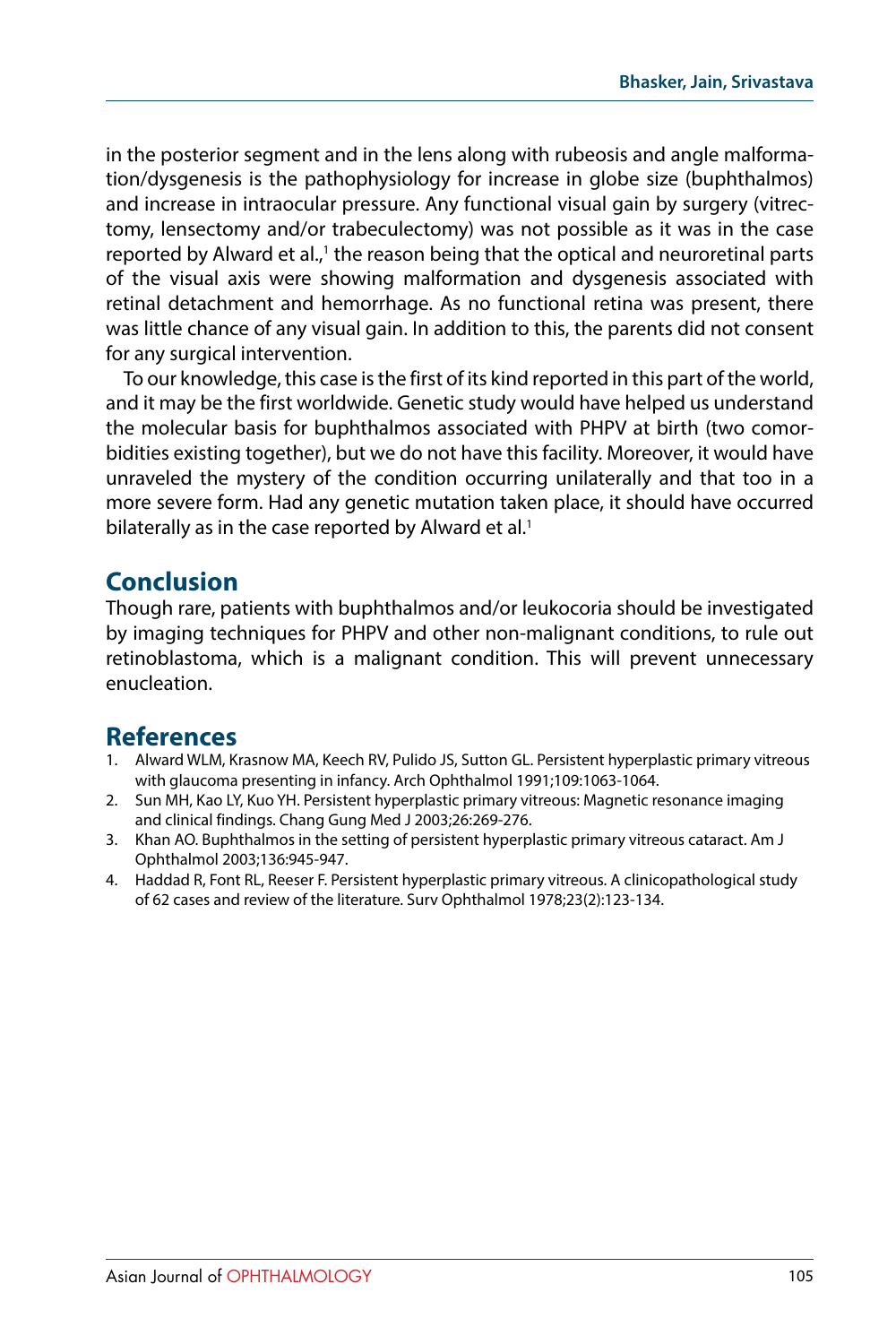in the posterior segment and in the lens along with rubeosis and angle malformation/dysgenesis is the pathophysiology for increase in globe size (buphthalmos) and increase in intraocular pressure. Any functional visual gain by surgery (vitrectomy, lensectomy and/or trabeculectomy) was not possible as it was in the case reported by Alward et al.,[1] the reason being that the optical and neuroretinal parts of the visual axis were showing malformation and dysgenesis associated with retinal detachment and hemorrhage. As no functional retina was present, there was little chance of any visual gain. In addition to this, the parents did not consent for any surgical intervention.

To our knowledge, this case is the first of its kind reported in this part of the world, and it may be the first worldwide. Genetic study would have helped us understand the molecular basis for buphthalmos associated with PHPV at birth (two comorbidities existing together), but we do not have this facility. Moreover, it would have unraveled the mystery of the condition occurring unilaterally and that too in a more severe form. Had any genetic mutation taken place, it should have occurred bilaterally as in the case reported by Alward et al.[1]

## Conclusion

Though rare, patients with buphthalmos and/or leukocoria should be investigated by imaging techniques for PHPV and other non-malignant conditions, to rule out retinoblastoma, which is a malignant condition. This will prevent unnecessary enucleation.

## References

1. Alward WLM, Krasnow MA, Keech RV, Pulido JS, Sutton GL. Persistent hyperplastic primary vitreous with glaucoma presenting in infancy. Arch Ophthalmol 1991;109:1063-1064.
2. Sun MH, Kao LY, Kuo YH. Persistent hyperplastic primary vitreous: Magnetic resonance imaging and clinical findings. Chang Gung Med J 2003;26:269-276.
3. Khan AO. Buphthalmos in the setting of persistent hyperplastic primary vitreous cataract. Am J Ophthalmol 2003;136:945-947.
4. Haddad R, Font RL, Reeser F. Persistent hyperplastic primary vitreous. A clinicopathological study of 62 cases and review of the literature. Surv Ophthalmol 1978;23(2):123-134.